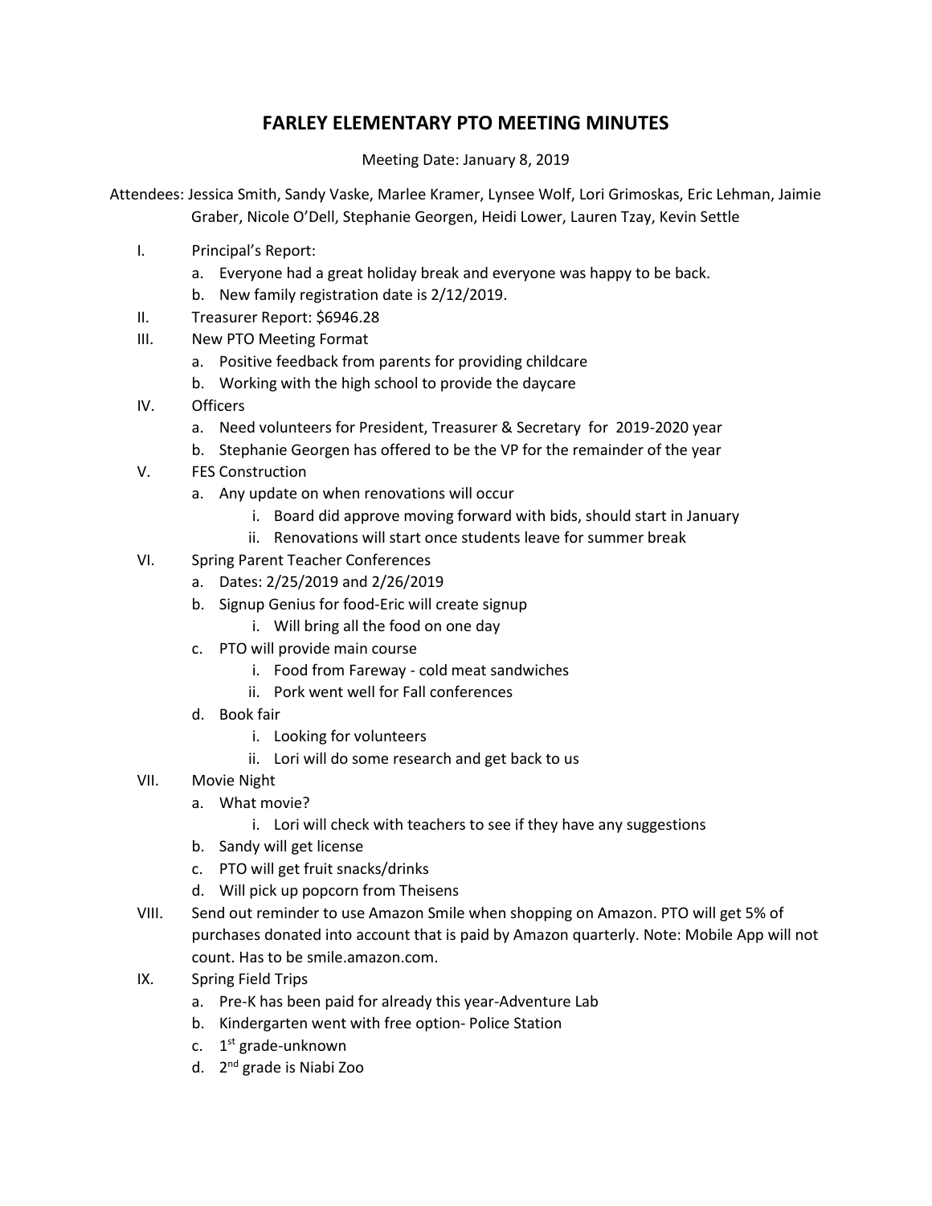# FARLEY ELEMENTARY PTO MEETING MINUTES

Meeting Date: January 8, 2019

Attendees: Jessica Smith, Sandy Vaske, Marlee Kramer, Lynsee Wolf, Lori Grimoskas, Eric Lehman, Jaimie Graber, Nicole O'Dell, Stephanie Georgen, Heidi Lower, Lauren Tzay, Kevin Settle

I. Principal's Report:
   a. Everyone had a great holiday break and everyone was happy to be back.
   b. New family registration date is 2/12/2019.

II. Treasurer Report: $6946.28

III. New PTO Meeting Format
   a. Positive feedback from parents for providing childcare
   b. Working with the high school to provide the daycare

IV. Officers
   a. Need volunteers for President, Treasurer & Secretary for 2019-2020 year
   b. Stephanie Georgen has offered to be the VP for the remainder of the year

V. FES Construction
   a. Any update on when renovations will occur
      i. Board did approve moving forward with bids, should start in January
      ii. Renovations will start once students leave for summer break

VI. Spring Parent Teacher Conferences
   a. Dates: 2/25/2019 and 2/26/2019
   b. Signup Genius for food-Eric will create signup
      i. Will bring all the food on one day
   c. PTO will provide main course
      i. Food from Fareway - cold meat sandwiches
      ii. Pork went well for Fall conferences
   d. Book fair
      i. Looking for volunteers
      ii. Lori will do some research and get back to us

VII. Movie Night
   a. What movie?
      i. Lori will check with teachers to see if they have any suggestions
   b. Sandy will get license
   c. PTO will get fruit snacks/drinks
   d. Will pick up popcorn from Theisens

VIII. Send out reminder to use Amazon Smile when shopping on Amazon. PTO will get 5% of purchases donated into account that is paid by Amazon quarterly. Note: Mobile App will not count. Has to be smile.amazon.com.

IX. Spring Field Trips
   a. Pre-K has been paid for already this year-Adventure Lab
   b. Kindergarten went with free option- Police Station
   c. 1st grade-unknown
   d. 2nd grade is Niabi Zoo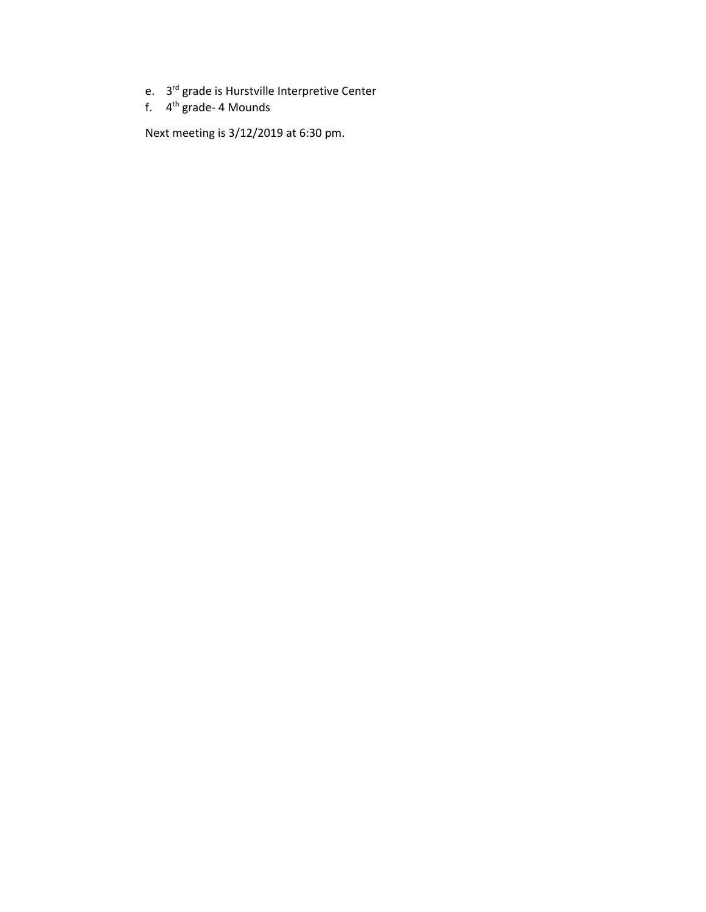e. 3rd grade is Hurstville Interpretive Center
f. 4th grade- 4 Mounds

Next meeting is 3/12/2019 at 6:30 pm.